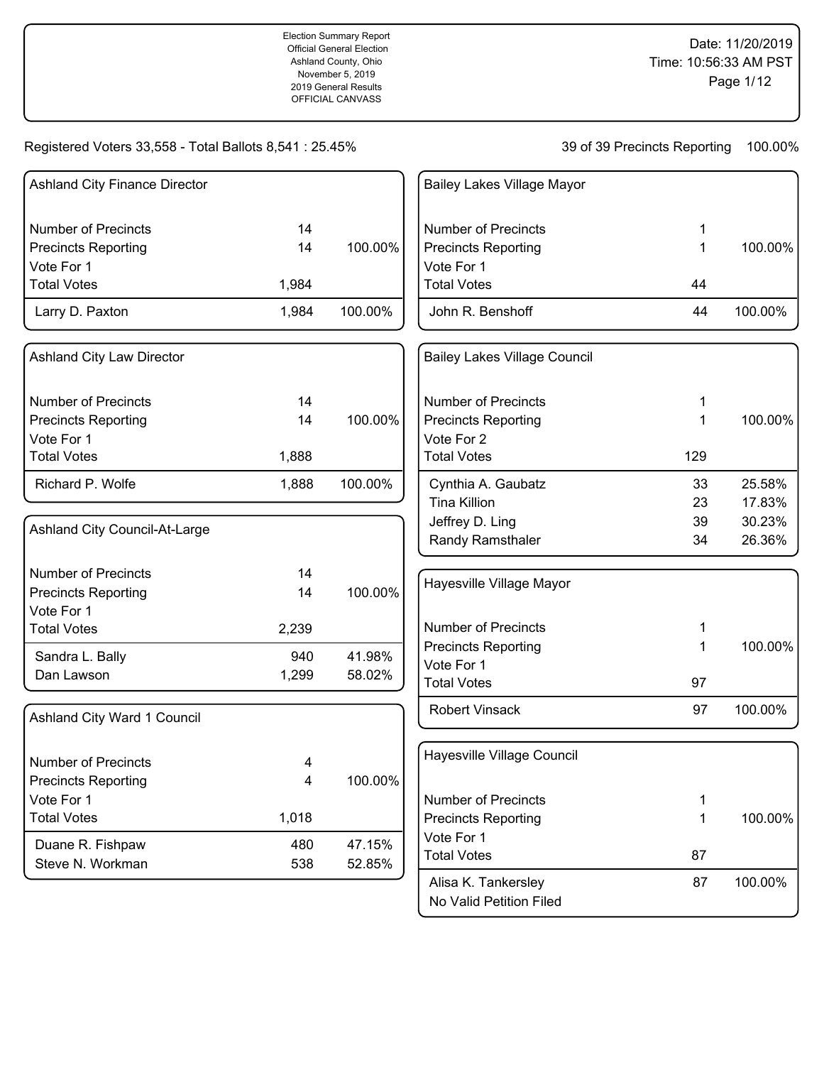Election Summary Report
Official General Election
Ashland County, Ohio
November 5, 2019
2019 General Results
OFFICIAL CANVASS

Date: 11/20/2019
Time: 10:56:33 AM PST

Registered Voters 33,558 - Total Ballots 8,541 : 25.45%

39 of 39 Precincts Reporting 100.00%

### Ashland City Finance Director

| | | |
|---|---|---|
| Number of Precincts | 14 | |
| Precincts Reporting | 14 | 100.00% |
| Vote For 1 | | |
| Total Votes | 1,984 | |
| Larry D. Paxton | 1,984 | 100.00% |

### Ashland City Law Director

| | | |
|---|---|---|
| Number of Precincts | 14 | |
| Precincts Reporting | 14 | 100.00% |
| Vote For 1 | | |
| Total Votes | 1,888 | |
| Richard P. Wolfe | 1,888 | 100.00% |

### Ashland City Council-At-Large

| | | |
|---|---|---|
| Number of Precincts | 14 | |
| Precincts Reporting | 14 | 100.00% |
| Vote For 1 | | |
| Total Votes | 2,239 | |
| Sandra L. Bally | 940 | 41.98% |
| Dan Lawson | 1,299 | 58.02% |

### Ashland City Ward 1 Council

| | | |
|---|---|---|
| Number of Precincts | 4 | |
| Precincts Reporting | 4 | 100.00% |
| Vote For 1 | | |
| Total Votes | 1,018 | |
| Duane R. Fishpaw | 480 | 47.15% |
| Steve N. Workman | 538 | 52.85% |

### Bailey Lakes Village Mayor

| | | |
|---|---|---|
| Number of Precincts | 1 | |
| Precincts Reporting | 1 | 100.00% |
| Vote For 1 | | |
| Total Votes | 44 | |
| John R. Benshoff | 44 | 100.00% |

### Bailey Lakes Village Council

| | | |
|---|---|---|
| Number of Precincts | 1 | |
| Precincts Reporting | 1 | 100.00% |
| Vote For 2 | | |
| Total Votes | 129 | |
| Cynthia A. Gaubatz | 33 | 25.58% |
| Tina Killion | 23 | 17.83% |
| Jeffrey D. Ling | 39 | 30.23% |
| Randy Ramsthaler | 34 | 26.36% |

### Hayesville Village Mayor

| | | |
|---|---|---|
| Number of Precincts | 1 | |
| Precincts Reporting | 1 | 100.00% |
| Vote For 1 | | |
| Total Votes | 97 | |
| Robert Vinsack | 97 | 100.00% |

### Hayesville Village Council

| | | |
|---|---|---|
| Number of Precincts | 1 | |
| Precincts Reporting | 1 | 100.00% |
| Vote For 1 | | |
| Total Votes | 87 | |
| Alisa K. Tankersley | 87 | 100.00% |
| No Valid Petition Filed | | |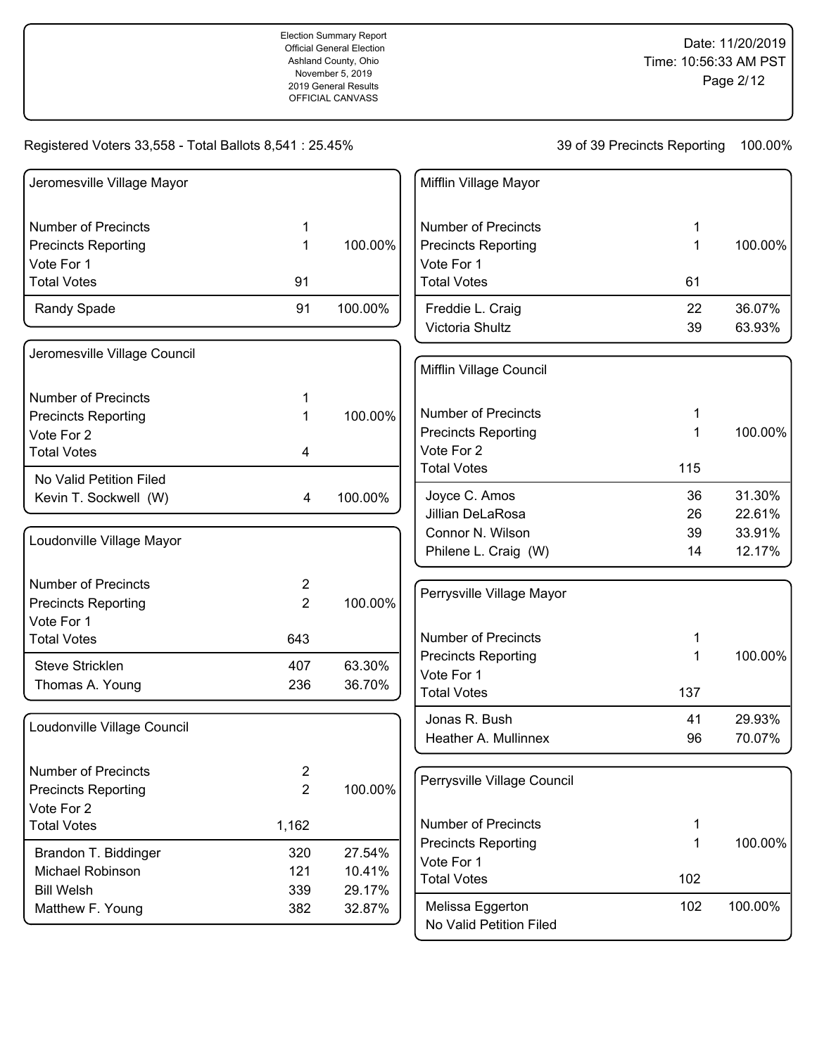Registered Voters 33,558 - Total Ballots 8,541 : 25.45%

39 of 39 Precincts Reporting 100.00%

## Jeromesville Village Mayor

| | | |
|---|---|---|
| Number of Precincts | 1 | |
| Precincts Reporting | 1 | 100.00% |
| Vote For 1 | | |
| Total Votes | 91 | |
| Randy Spade | 91 | 100.00% |

## Jeromesville Village Council

| | | |
|---|---|---|
| Number of Precincts | 1 | |
| Precincts Reporting | 1 | 100.00% |
| Vote For 2 | | |
| Total Votes | 4 | |
| No Valid Petition Filed | | |
| Kevin T. Sockwell (W) | 4 | 100.00% |

## Loudonville Village Mayor

| | | |
|---|---|---|
| Number of Precincts | 2 | |
| Precincts Reporting | 2 | 100.00% |
| Vote For 1 | | |
| Total Votes | 643 | |
| Steve Stricklen | 407 | 63.30% |
| Thomas A. Young | 236 | 36.70% |

## Loudonville Village Council

| | | |
|---|---|---|
| Number of Precincts | 2 | |
| Precincts Reporting | 2 | 100.00% |
| Vote For 2 | | |
| Total Votes | 1,162 | |
| Brandon T. Biddinger | 320 | 27.54% |
| Michael Robinson | 121 | 10.41% |
| Bill Welsh | 339 | 29.17% |
| Matthew F. Young | 382 | 32.87% |

## Mifflin Village Mayor

| | | |
|---|---|---|
| Number of Precincts | 1 | |
| Precincts Reporting | 1 | 100.00% |
| Vote For 1 | | |
| Total Votes | 61 | |
| Freddie L. Craig | 22 | 36.07% |
| Victoria Shultz | 39 | 63.93% |

## Mifflin Village Council

| | | |
|---|---|---|
| Number of Precincts | 1 | |
| Precincts Reporting | 1 | 100.00% |
| Vote For 2 | | |
| Total Votes | 115 | |
| Joyce C. Amos | 36 | 31.30% |
| Jillian DeLaRosa | 26 | 22.61% |
| Connor N. Wilson | 39 | 33.91% |
| Philene L. Craig (W) | 14 | 12.17% |

## Perrysville Village Mayor

| | | |
|---|---|---|
| Number of Precincts | 1 | |
| Precincts Reporting | 1 | 100.00% |
| Vote For 1 | | |
| Total Votes | 137 | |
| Jonas R. Bush | 41 | 29.93% |
| Heather A. Mullinnex | 96 | 70.07% |

## Perrysville Village Council

| | | |
|---|---|---|
| Number of Precincts | 1 | |
| Precincts Reporting | 1 | 100.00% |
| Vote For 1 | | |
| Total Votes | 102 | |
| Melissa Eggerton | 102 | 100.00% |
| No Valid Petition Filed | | |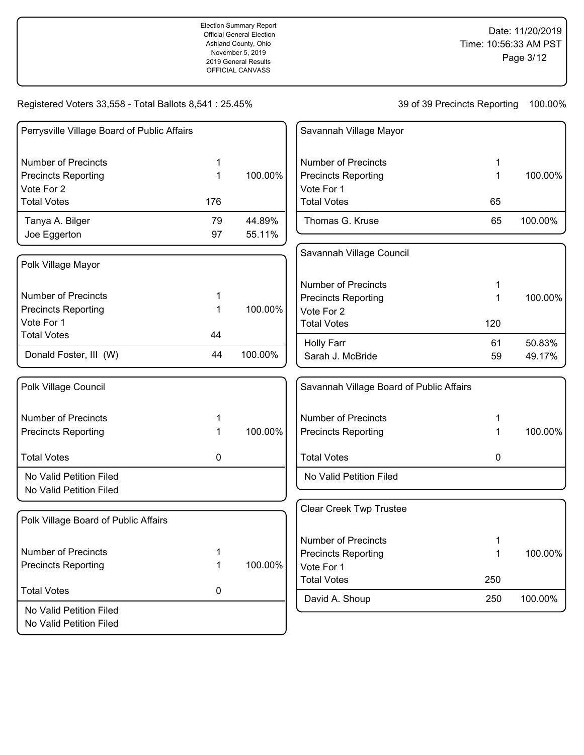Election Summary Report
Official General Election
Ashland County, Ohio
November 5, 2019
2019 General Results
OFFICIAL CANVASS

Date: 11/20/2019
Time: 10:56:33 AM PST

Registered Voters 33,558 - Total Ballots 8,541 : 25.45%

39 of 39 Precincts Reporting 100.00%

### Perrysville Village Board of Public Affairs

| | | |
|---|---|---|
| Number of Precincts | 1 | |
| Precincts Reporting | 1 | 100.00% |
| Vote For 2 | | |
| Total Votes | 176 | |
| Tanya A. Bilger | 79 | 44.89% |
| Joe Eggerton | 97 | 55.11% |

### Polk Village Mayor

| | | |
|---|---|---|
| Number of Precincts | 1 | |
| Precincts Reporting | 1 | 100.00% |
| Vote For 1 | | |
| Total Votes | 44 | |
| Donald Foster, III (W) | 44 | 100.00% |

### Polk Village Council

| | | |
|---|---|---|
| Number of Precincts | 1 | |
| Precincts Reporting | 1 | 100.00% |
| Total Votes | 0 | |
| No Valid Petition Filed | | |
| No Valid Petition Filed | | |

### Polk Village Board of Public Affairs

| | | |
|---|---|---|
| Number of Precincts | 1 | |
| Precincts Reporting | 1 | 100.00% |
| Total Votes | 0 | |
| No Valid Petition Filed | | |
| No Valid Petition Filed | | |

### Savannah Village Mayor

| | | |
|---|---|---|
| Number of Precincts | 1 | |
| Precincts Reporting | 1 | 100.00% |
| Vote For 1 | | |
| Total Votes | 65 | |
| Thomas G. Kruse | 65 | 100.00% |

### Savannah Village Council

| | | |
|---|---|---|
| Number of Precincts | 1 | |
| Precincts Reporting | 1 | 100.00% |
| Vote For 2 | | |
| Total Votes | 120 | |
| Holly Farr | 61 | 50.83% |
| Sarah J. McBride | 59 | 49.17% |

### Savannah Village Board of Public Affairs

| | | |
|---|---|---|
| Number of Precincts | 1 | |
| Precincts Reporting | 1 | 100.00% |
| Total Votes | 0 | |
| No Valid Petition Filed | | |

### Clear Creek Twp Trustee

| | | |
|---|---|---|
| Number of Precincts | 1 | |
| Precincts Reporting | 1 | 100.00% |
| Vote For 1 | | |
| Total Votes | 250 | |
| David A. Shoup | 250 | 100.00% |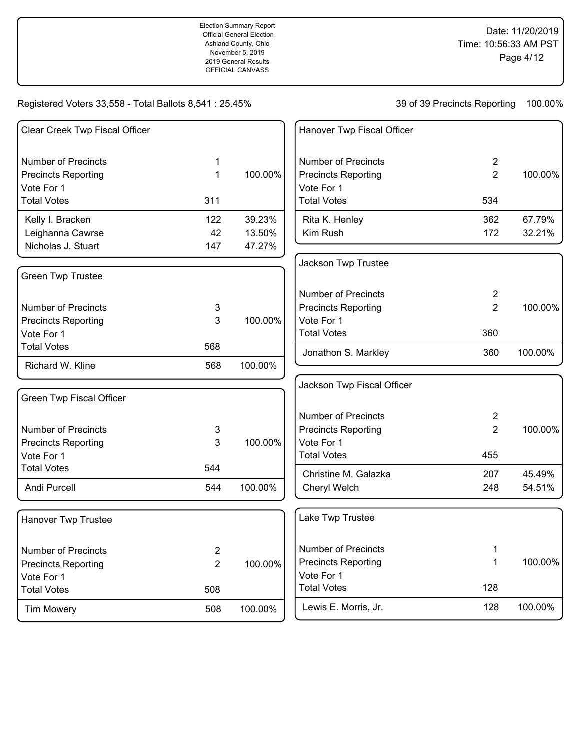Election Summary Report
Official General Election
Ashland County, Ohio
November 5, 2019
2019 General Results
OFFICIAL CANVASS

Date: 11/20/2019
Time: 10:56:33 AM PST

Registered Voters 33,558 - Total Ballots 8,541 : 25.45%

39 of 39 Precincts Reporting 100.00%

### Clear Creek Twp Fiscal Officer

| | | |
|---|---|---|
| Number of Precincts | 1 | |
| Precincts Reporting | 1 | 100.00% |
| Vote For 1 | | |
| Total Votes | 311 | |
| Kelly I. Bracken | 122 | 39.23% |
| Leighanna Cawrse | 42 | 13.50% |
| Nicholas J. Stuart | 147 | 47.27% |

### Green Twp Trustee

| | | |
|---|---|---|
| Number of Precincts | 3 | |
| Precincts Reporting | 3 | 100.00% |
| Vote For 1 | | |
| Total Votes | 568 | |
| Richard W. Kline | 568 | 100.00% |

### Green Twp Fiscal Officer

| | | |
|---|---|---|
| Number of Precincts | 3 | |
| Precincts Reporting | 3 | 100.00% |
| Vote For 1 | | |
| Total Votes | 544 | |
| Andi Purcell | 544 | 100.00% |

### Hanover Twp Trustee

| | | |
|---|---|---|
| Number of Precincts | 2 | |
| Precincts Reporting | 2 | 100.00% |
| Vote For 1 | | |
| Total Votes | 508 | |
| Tim Mowery | 508 | 100.00% |

### Hanover Twp Fiscal Officer

| | | |
|---|---|---|
| Number of Precincts | 2 | |
| Precincts Reporting | 2 | 100.00% |
| Vote For 1 | | |
| Total Votes | 534 | |
| Rita K. Henley | 362 | 67.79% |
| Kim Rush | 172 | 32.21% |

### Jackson Twp Trustee

| | | |
|---|---|---|
| Number of Precincts | 2 | |
| Precincts Reporting | 2 | 100.00% |
| Vote For 1 | | |
| Total Votes | 360 | |
| Jonathon S. Markley | 360 | 100.00% |

### Jackson Twp Fiscal Officer

| | | |
|---|---|---|
| Number of Precincts | 2 | |
| Precincts Reporting | 2 | 100.00% |
| Vote For 1 | | |
| Total Votes | 455 | |
| Christine M. Galazka | 207 | 45.49% |
| Cheryl Welch | 248 | 54.51% |

### Lake Twp Trustee

| | | |
|---|---|---|
| Number of Precincts | 1 | |
| Precincts Reporting | 1 | 100.00% |
| Vote For 1 | | |
| Total Votes | 128 | |
| Lewis E. Morris, Jr. | 128 | 100.00% |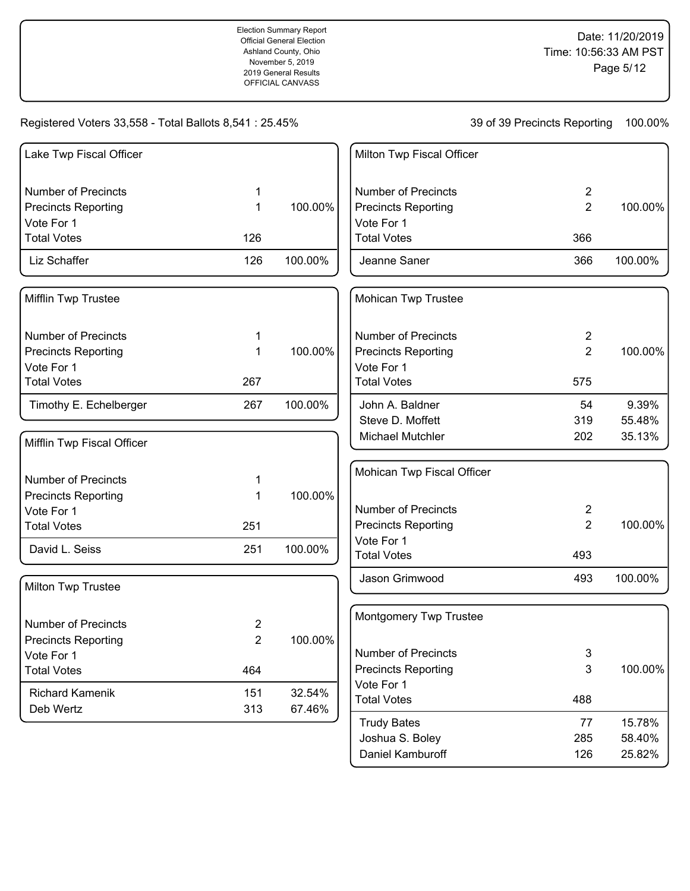Election Summary Report
Official General Election
Ashland County, Ohio
November 5, 2019
2019 General Results
OFFICIAL CANVASS

Date: 11/20/2019
Time: 10:56:33 AM PST

Registered Voters 33,558 - Total Ballots 8,541 : 25.45%

39 of 39 Precincts Reporting 100.00%

### Lake Twp Fiscal Officer

| | | |
|---|---|---|
| Number of Precincts | 1 | |
| Precincts Reporting | 1 | 100.00% |
| Vote For 1 | | |
| Total Votes | 126 | |
| Liz Schaffer | 126 | 100.00% |

### Mifflin Twp Trustee

| | | |
|---|---|---|
| Number of Precincts | 1 | |
| Precincts Reporting | 1 | 100.00% |
| Vote For 1 | | |
| Total Votes | 267 | |
| Timothy E. Echelberger | 267 | 100.00% |

### Mifflin Twp Fiscal Officer

| | | |
|---|---|---|
| Number of Precincts | 1 | |
| Precincts Reporting | 1 | 100.00% |
| Vote For 1 | | |
| Total Votes | 251 | |
| David L. Seiss | 251 | 100.00% |

### Milton Twp Trustee

| | | |
|---|---|---|
| Number of Precincts | 2 | |
| Precincts Reporting | 2 | 100.00% |
| Vote For 1 | | |
| Total Votes | 464 | |
| Richard Kamenik | 151 | 32.54% |
| Deb Wertz | 313 | 67.46% |

### Milton Twp Fiscal Officer

| | | |
|---|---|---|
| Number of Precincts | 2 | |
| Precincts Reporting | 2 | 100.00% |
| Vote For 1 | | |
| Total Votes | 366 | |
| Jeanne Saner | 366 | 100.00% |

### Mohican Twp Trustee

| | | |
|---|---|---|
| Number of Precincts | 2 | |
| Precincts Reporting | 2 | 100.00% |
| Vote For 1 | | |
| Total Votes | 575 | |
| John A. Baldner | 54 | 9.39% |
| Steve D. Moffett | 319 | 55.48% |
| Michael Mutchler | 202 | 35.13% |

### Mohican Twp Fiscal Officer

| | | |
|---|---|---|
| Number of Precincts | 2 | |
| Precincts Reporting | 2 | 100.00% |
| Vote For 1 | | |
| Total Votes | 493 | |
| Jason Grimwood | 493 | 100.00% |

### Montgomery Twp Trustee

| | | |
|---|---|---|
| Number of Precincts | 3 | |
| Precincts Reporting | 3 | 100.00% |
| Vote For 1 | | |
| Total Votes | 488 | |
| Trudy Bates | 77 | 15.78% |
| Joshua S. Boley | 285 | 58.40% |
| Daniel Kamburoff | 126 | 25.82% |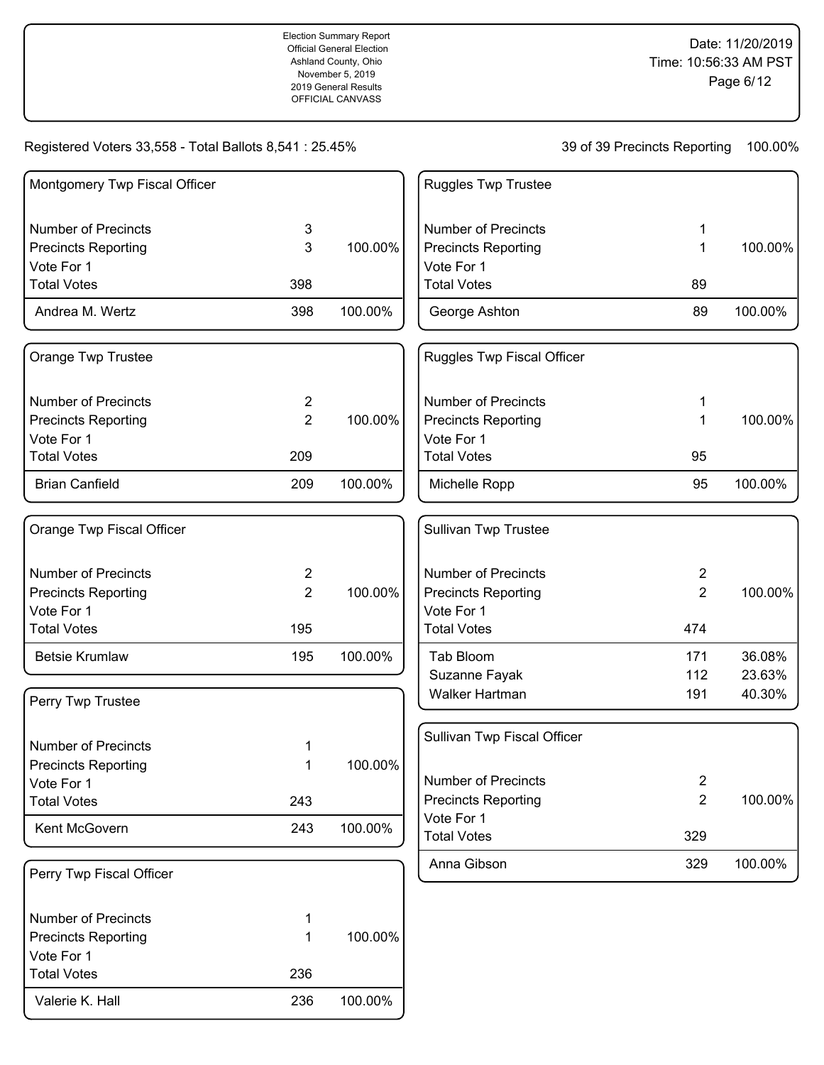Election Summary Report
Official General Election
Ashland County, Ohio
November 5, 2019
2019 General Results
OFFICIAL CANVASS

Date: 11/20/2019
Time: 10:56:33 AM PST

Registered Voters 33,558 - Total Ballots 8,541 : 25.45%

39 of 39 Precincts Reporting 100.00%

## Montgomery Twp Fiscal Officer

| | | |
|---|---|---|
| Number of Precincts | 3 | |
| Precincts Reporting | 3 | 100.00% |
| Vote For 1 | | |
| Total Votes | 398 | |
| Andrea M. Wertz | 398 | 100.00% |

## Orange Twp Trustee

| | | |
|---|---|---|
| Number of Precincts | 2 | |
| Precincts Reporting | 2 | 100.00% |
| Vote For 1 | | |
| Total Votes | 209 | |
| Brian Canfield | 209 | 100.00% |

## Orange Twp Fiscal Officer

| | | |
|---|---|---|
| Number of Precincts | 2 | |
| Precincts Reporting | 2 | 100.00% |
| Vote For 1 | | |
| Total Votes | 195 | |
| Betsie Krumlaw | 195 | 100.00% |

## Perry Twp Trustee

| | | |
|---|---|---|
| Number of Precincts | 1 | |
| Precincts Reporting | 1 | 100.00% |
| Vote For 1 | | |
| Total Votes | 243 | |
| Kent McGovern | 243 | 100.00% |

## Perry Twp Fiscal Officer

| | | |
|---|---|---|
| Number of Precincts | 1 | |
| Precincts Reporting | 1 | 100.00% |
| Vote For 1 | | |
| Total Votes | 236 | |
| Valerie K. Hall | 236 | 100.00% |

## Ruggles Twp Trustee

| | | |
|---|---|---|
| Number of Precincts | 1 | |
| Precincts Reporting | 1 | 100.00% |
| Vote For 1 | | |
| Total Votes | 89 | |
| George Ashton | 89 | 100.00% |

## Ruggles Twp Fiscal Officer

| | | |
|---|---|---|
| Number of Precincts | 1 | |
| Precincts Reporting | 1 | 100.00% |
| Vote For 1 | | |
| Total Votes | 95 | |
| Michelle Ropp | 95 | 100.00% |

## Sullivan Twp Trustee

| | | |
|---|---|---|
| Number of Precincts | 2 | |
| Precincts Reporting | 2 | 100.00% |
| Vote For 1 | | |
| Total Votes | 474 | |
| Tab Bloom | 171 | 36.08% |
| Suzanne Fayak | 112 | 23.63% |
| Walker Hartman | 191 | 40.30% |

## Sullivan Twp Fiscal Officer

| | | |
|---|---|---|
| Number of Precincts | 2 | |
| Precincts Reporting | 2 | 100.00% |
| Vote For 1 | | |
| Total Votes | 329 | |
| Anna Gibson | 329 | 100.00% |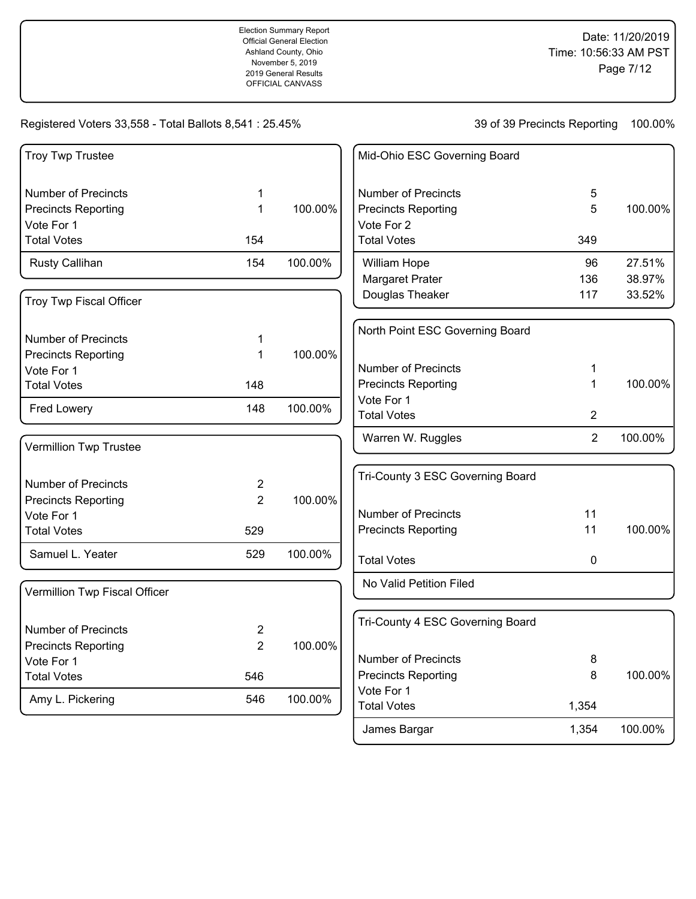Election Summary Report
Official General Election
Ashland County, Ohio
November 5, 2019
2019 General Results
OFFICIAL CANVASS

Date: 11/20/2019
Time: 10:56:33 AM PST

Registered Voters 33,558 - Total Ballots 8,541 : 25.45%

39 of 39 Precincts Reporting 100.00%

### Troy Twp Trustee

| | | |
|---|---|---|
| Number of Precincts | 1 | |
| Precincts Reporting | 1 | 100.00% |
| Vote For 1 | | |
| Total Votes | 154 | |
| Rusty Callihan | 154 | 100.00% |

### Troy Twp Fiscal Officer

| | | |
|---|---|---|
| Number of Precincts | 1 | |
| Precincts Reporting | 1 | 100.00% |
| Vote For 1 | | |
| Total Votes | 148 | |
| Fred Lowery | 148 | 100.00% |

### Vermillion Twp Trustee

| | | |
|---|---|---|
| Number of Precincts | 2 | |
| Precincts Reporting | 2 | 100.00% |
| Vote For 1 | | |
| Total Votes | 529 | |
| Samuel L. Yeater | 529 | 100.00% |

### Vermillion Twp Fiscal Officer

| | | |
|---|---|---|
| Number of Precincts | 2 | |
| Precincts Reporting | 2 | 100.00% |
| Vote For 1 | | |
| Total Votes | 546 | |
| Amy L. Pickering | 546 | 100.00% |

### Mid-Ohio ESC Governing Board

| | | |
|---|---|---|
| Number of Precincts | 5 | |
| Precincts Reporting | 5 | 100.00% |
| Vote For 2 | | |
| Total Votes | 349 | |
| William Hope | 96 | 27.51% |
| Margaret Prater | 136 | 38.97% |
| Douglas Theaker | 117 | 33.52% |

### North Point ESC Governing Board

| | | |
|---|---|---|
| Number of Precincts | 1 | |
| Precincts Reporting | 1 | 100.00% |
| Vote For 1 | | |
| Total Votes | 2 | |
| Warren W. Ruggles | 2 | 100.00% |

### Tri-County 3 ESC Governing Board

| | | |
|---|---|---|
| Number of Precincts | 11 | |
| Precincts Reporting | 11 | 100.00% |
| Total Votes | 0 | |
| No Valid Petition Filed | | |

### Tri-County 4 ESC Governing Board

| | | |
|---|---|---|
| Number of Precincts | 8 | |
| Precincts Reporting | 8 | 100.00% |
| Vote For 1 | | |
| Total Votes | 1,354 | |
| James Bargar | 1,354 | 100.00% |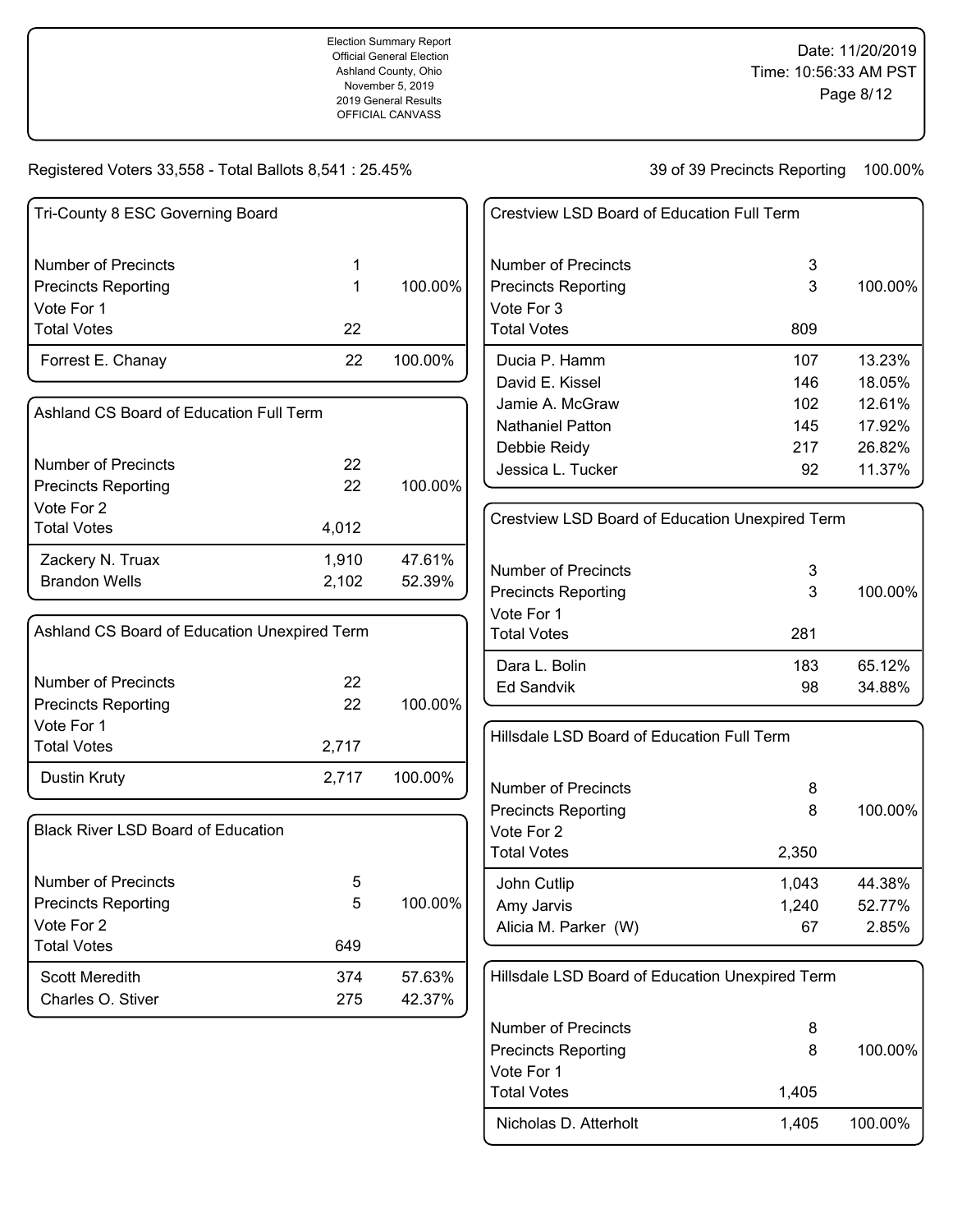Election Summary Report
Official General Election
Ashland County, Ohio
November 5, 2019
2019 General Results
OFFICIAL CANVASS

Date: 11/20/2019
Time: 10:56:33 AM PST

Registered Voters 33,558 - Total Ballots 8,541 : 25.45%

39 of 39 Precincts Reporting 100.00%

## Tri-County 8 ESC Governing Board

| | | |
|---|---|---|
| Number of Precincts | 1 | |
| Precincts Reporting | 1 | 100.00% |
| Vote For 1 | | |
| Total Votes | 22 | |
| Forrest E. Chanay | 22 | 100.00% |

## Ashland CS Board of Education Full Term

| | | |
|---|---|---|
| Number of Precincts | 22 | |
| Precincts Reporting | 22 | 100.00% |
| Vote For 2 | | |
| Total Votes | 4,012 | |
| Zackery N. Truax | 1,910 | 47.61% |
| Brandon Wells | 2,102 | 52.39% |

## Ashland CS Board of Education Unexpired Term

| | | |
|---|---|---|
| Number of Precincts | 22 | |
| Precincts Reporting | 22 | 100.00% |
| Vote For 1 | | |
| Total Votes | 2,717 | |
| Dustin Kruty | 2,717 | 100.00% |

## Black River LSD Board of Education

| | | |
|---|---|---|
| Number of Precincts | 5 | |
| Precincts Reporting | 5 | 100.00% |
| Vote For 2 | | |
| Total Votes | 649 | |
| Scott Meredith | 374 | 57.63% |
| Charles O. Stiver | 275 | 42.37% |

## Crestview LSD Board of Education Full Term

| | | |
|---|---|---|
| Number of Precincts | 3 | |
| Precincts Reporting | 3 | 100.00% |
| Vote For 3 | | |
| Total Votes | 809 | |
| Ducia P. Hamm | 107 | 13.23% |
| David E. Kissel | 146 | 18.05% |
| Jamie A. McGraw | 102 | 12.61% |
| Nathaniel Patton | 145 | 17.92% |
| Debbie Reidy | 217 | 26.82% |
| Jessica L. Tucker | 92 | 11.37% |

## Crestview LSD Board of Education Unexpired Term

| | | |
|---|---|---|
| Number of Precincts | 3 | |
| Precincts Reporting | 3 | 100.00% |
| Vote For 1 | | |
| Total Votes | 281 | |
| Dara L. Bolin | 183 | 65.12% |
| Ed Sandvik | 98 | 34.88% |

## Hillsdale LSD Board of Education Full Term

| | | |
|---|---|---|
| Number of Precincts | 8 | |
| Precincts Reporting | 8 | 100.00% |
| Vote For 2 | | |
| Total Votes | 2,350 | |
| John Cutlip | 1,043 | 44.38% |
| Amy Jarvis | 1,240 | 52.77% |
| Alicia M. Parker (W) | 67 | 2.85% |

## Hillsdale LSD Board of Education Unexpired Term

| | | |
|---|---|---|
| Number of Precincts | 8 | |
| Precincts Reporting | 8 | 100.00% |
| Vote For 1 | | |
| Total Votes | 1,405 | |
| Nicholas D. Atterholt | 1,405 | 100.00% |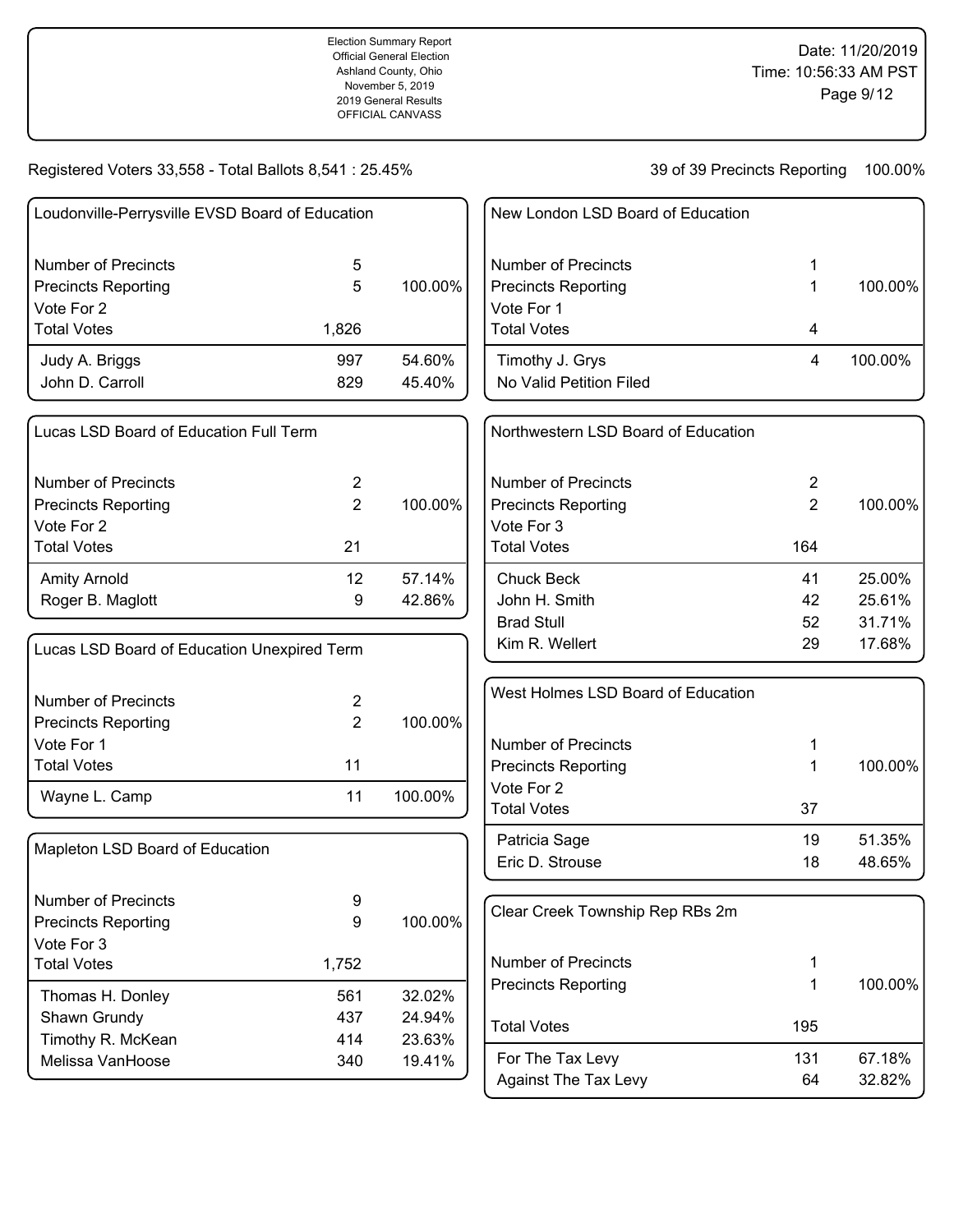Election Summary Report
Official General Election
Ashland County, Ohio
November 5, 2019
2019 General Results
OFFICIAL CANVASS

Date: 11/20/2019
Time: 10:56:33 AM PST

Registered Voters 33,558 - Total Ballots 8,541 : 25.45%

39 of 39 Precincts Reporting 100.00%

### Loudonville-Perrysville EVSD Board of Education

| | | |
|---|---|---|
| Number of Precincts | 5 | |
| Precincts Reporting | 5 | 100.00% |
| Vote For 2 | | |
| Total Votes | 1,826 | |
| Judy A. Briggs | 997 | 54.60% |
| John D. Carroll | 829 | 45.40% |

### Lucas LSD Board of Education Full Term

| | | |
|---|---|---|
| Number of Precincts | 2 | |
| Precincts Reporting | 2 | 100.00% |
| Vote For 2 | | |
| Total Votes | 21 | |
| Amity Arnold | 12 | 57.14% |
| Roger B. Maglott | 9 | 42.86% |

### Lucas LSD Board of Education Unexpired Term

| | | |
|---|---|---|
| Number of Precincts | 2 | |
| Precincts Reporting | 2 | 100.00% |
| Vote For 1 | | |
| Total Votes | 11 | |
| Wayne L. Camp | 11 | 100.00% |

### Mapleton LSD Board of Education

| | | |
|---|---|---|
| Number of Precincts | 9 | |
| Precincts Reporting | 9 | 100.00% |
| Vote For 3 | | |
| Total Votes | 1,752 | |
| Thomas H. Donley | 561 | 32.02% |
| Shawn Grundy | 437 | 24.94% |
| Timothy R. McKean | 414 | 23.63% |
| Melissa VanHoose | 340 | 19.41% |

### New London LSD Board of Education

| | | |
|---|---|---|
| Number of Precincts | 1 | |
| Precincts Reporting | 1 | 100.00% |
| Vote For 1 | | |
| Total Votes | 4 | |
| Timothy J. Grys | 4 | 100.00% |
| No Valid Petition Filed | | |

### Northwestern LSD Board of Education

| | | |
|---|---|---|
| Number of Precincts | 2 | |
| Precincts Reporting | 2 | 100.00% |
| Vote For 3 | | |
| Total Votes | 164 | |
| Chuck Beck | 41 | 25.00% |
| John H. Smith | 42 | 25.61% |
| Brad Stull | 52 | 31.71% |
| Kim R. Wellert | 29 | 17.68% |

### West Holmes LSD Board of Education

| | | |
|---|---|---|
| Number of Precincts | 1 | |
| Precincts Reporting | 1 | 100.00% |
| Vote For 2 | | |
| Total Votes | 37 | |
| Patricia Sage | 19 | 51.35% |
| Eric D. Strouse | 18 | 48.65% |

### Clear Creek Township Rep RBs 2m

| | | |
|---|---|---|
| Number of Precincts | 1 | |
| Precincts Reporting | 1 | 100.00% |
| Total Votes | 195 | |
| For The Tax Levy | 131 | 67.18% |
| Against The Tax Levy | 64 | 32.82% |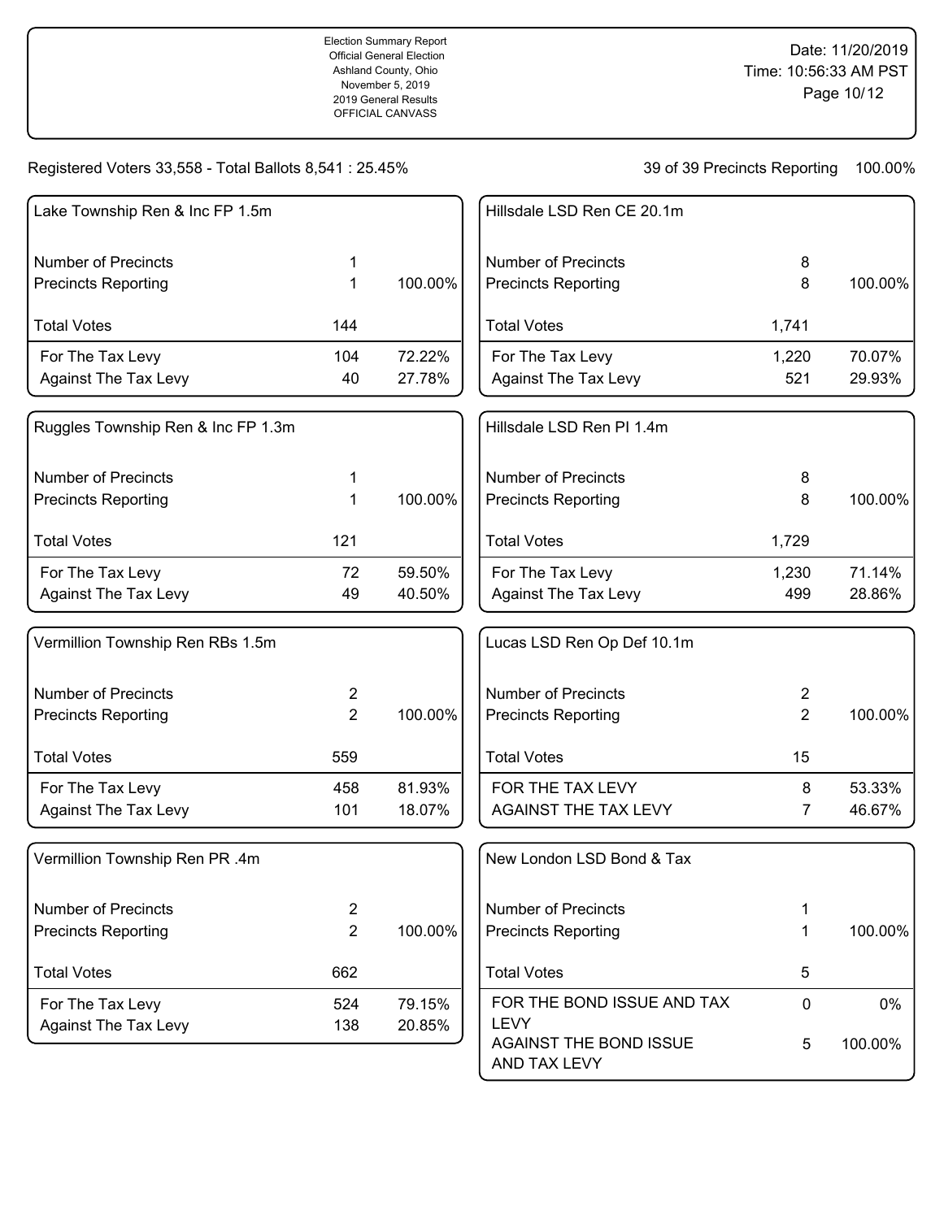Registered Voters 33,558 - Total Ballots 8,541 : 25.45%

39 of 39 Precincts Reporting 100.00%

## Lake Township Ren & Inc FP 1.5m

| | | |
|---|---|---|
| Number of Precincts | 1 | |
| Precincts Reporting | 1 | 100.00% |
| Total Votes | 144 | |
| For The Tax Levy | 104 | 72.22% |
| Against The Tax Levy | 40 | 27.78% |

## Ruggles Township Ren & Inc FP 1.3m

| | | |
|---|---|---|
| Number of Precincts | 1 | |
| Precincts Reporting | 1 | 100.00% |
| Total Votes | 121 | |
| For The Tax Levy | 72 | 59.50% |
| Against The Tax Levy | 49 | 40.50% |

## Vermillion Township Ren RBs 1.5m

| | | |
|---|---|---|
| Number of Precincts | 2 | |
| Precincts Reporting | 2 | 100.00% |
| Total Votes | 559 | |
| For The Tax Levy | 458 | 81.93% |
| Against The Tax Levy | 101 | 18.07% |

## Vermillion Township Ren PR .4m

| | | |
|---|---|---|
| Number of Precincts | 2 | |
| Precincts Reporting | 2 | 100.00% |
| Total Votes | 662 | |
| For The Tax Levy | 524 | 79.15% |
| Against The Tax Levy | 138 | 20.85% |

## Hillsdale LSD Ren CE 20.1m

| | | |
|---|---|---|
| Number of Precincts | 8 | |
| Precincts Reporting | 8 | 100.00% |
| Total Votes | 1,741 | |
| For The Tax Levy | 1,220 | 70.07% |
| Against The Tax Levy | 521 | 29.93% |

## Hillsdale LSD Ren PI 1.4m

| | | |
|---|---|---|
| Number of Precincts | 8 | |
| Precincts Reporting | 8 | 100.00% |
| Total Votes | 1,729 | |
| For The Tax Levy | 1,230 | 71.14% |
| Against The Tax Levy | 499 | 28.86% |

## Lucas LSD Ren Op Def 10.1m

| | | |
|---|---|---|
| Number of Precincts | 2 | |
| Precincts Reporting | 2 | 100.00% |
| Total Votes | 15 | |
| FOR THE TAX LEVY | 8 | 53.33% |
| AGAINST THE TAX LEVY | 7 | 46.67% |

## New London LSD Bond & Tax

| | | |
|---|---|---|
| Number of Precincts | 1 | |
| Precincts Reporting | 1 | 100.00% |
| Total Votes | 5 | |
| FOR THE BOND ISSUE AND TAX LEVY | 0 | 0% |
| AGAINST THE BOND ISSUE AND TAX LEVY | 5 | 100.00% |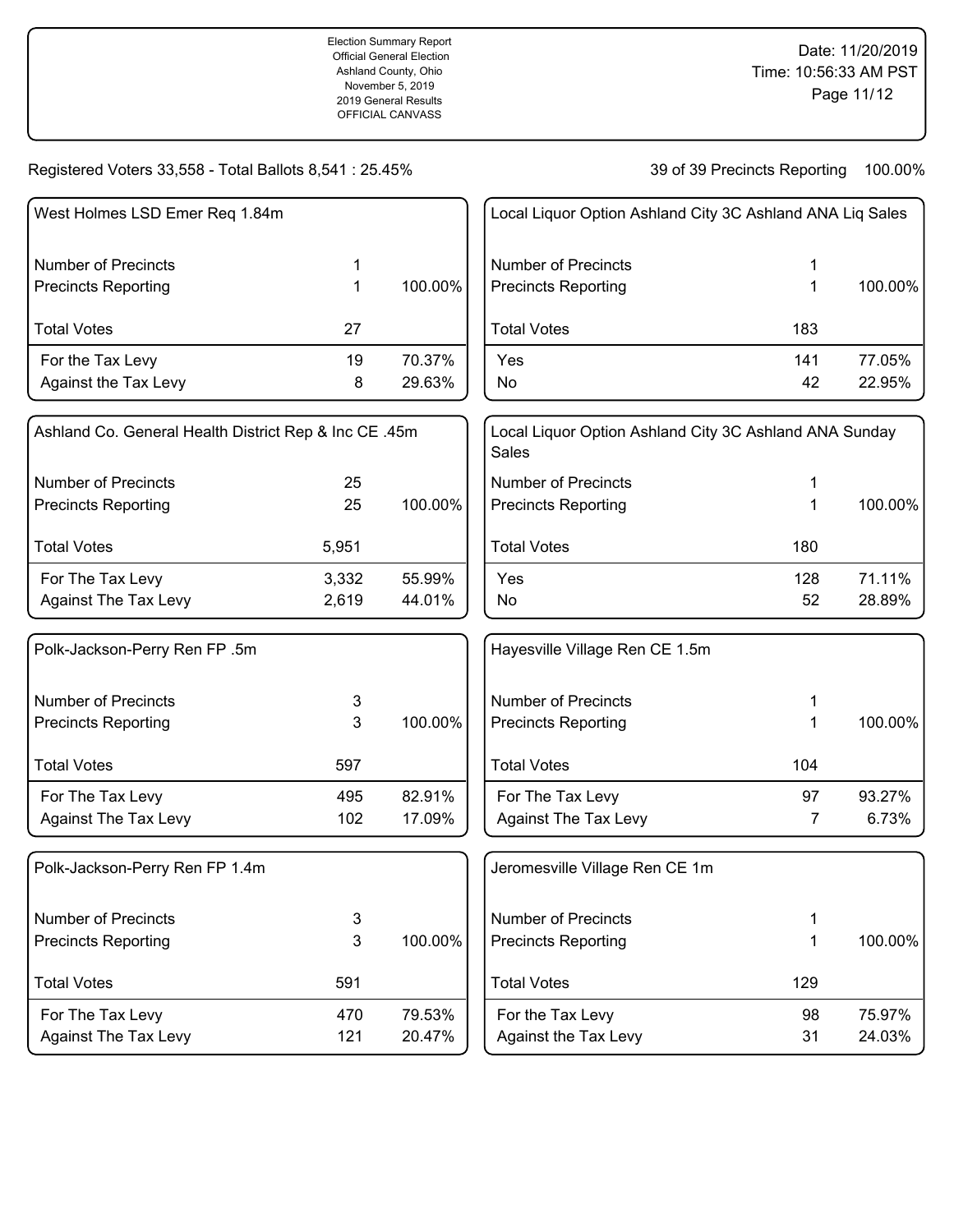Election Summary Report
Official General Election
Ashland County, Ohio
November 5, 2019
2019 General Results
OFFICIAL CANVASS

Date: 11/20/2019
Time: 10:56:33 AM PST

Registered Voters 33,558 - Total Ballots 8,541 : 25.45%

39 of 39 Precincts Reporting 100.00%

### West Holmes LSD Emer Req 1.84m

| | | |
|---|---|---|
| Number of Precincts | 1 | |
| Precincts Reporting | 1 | 100.00% |
| Total Votes | 27 | |
| For the Tax Levy | 19 | 70.37% |
| Against the Tax Levy | 8 | 29.63% |

### Ashland Co. General Health District Rep & Inc CE .45m

| | | |
|---|---|---|
| Number of Precincts | 25 | |
| Precincts Reporting | 25 | 100.00% |
| Total Votes | 5,951 | |
| For The Tax Levy | 3,332 | 55.99% |
| Against The Tax Levy | 2,619 | 44.01% |

### Polk-Jackson-Perry Ren FP .5m

| | | |
|---|---|---|
| Number of Precincts | 3 | |
| Precincts Reporting | 3 | 100.00% |
| Total Votes | 597 | |
| For The Tax Levy | 495 | 82.91% |
| Against The Tax Levy | 102 | 17.09% |

### Polk-Jackson-Perry Ren FP 1.4m

| | | |
|---|---|---|
| Number of Precincts | 3 | |
| Precincts Reporting | 3 | 100.00% |
| Total Votes | 591 | |
| For The Tax Levy | 470 | 79.53% |
| Against The Tax Levy | 121 | 20.47% |

### Local Liquor Option Ashland City 3C Ashland ANA Liq Sales

| | | |
|---|---|---|
| Number of Precincts | 1 | |
| Precincts Reporting | 1 | 100.00% |
| Total Votes | 183 | |
| Yes | 141 | 77.05% |
| No | 42 | 22.95% |

### Local Liquor Option Ashland City 3C Ashland ANA Sunday Sales

| | | |
|---|---|---|
| Number of Precincts | 1 | |
| Precincts Reporting | 1 | 100.00% |
| Total Votes | 180 | |
| Yes | 128 | 71.11% |
| No | 52 | 28.89% |

### Hayesville Village Ren CE 1.5m

| | | |
|---|---|---|
| Number of Precincts | 1 | |
| Precincts Reporting | 1 | 100.00% |
| Total Votes | 104 | |
| For The Tax Levy | 97 | 93.27% |
| Against The Tax Levy | 7 | 6.73% |

### Jeromesville Village Ren CE 1m

| | | |
|---|---|---|
| Number of Precincts | 1 | |
| Precincts Reporting | 1 | 100.00% |
| Total Votes | 129 | |
| For the Tax Levy | 98 | 75.97% |
| Against the Tax Levy | 31 | 24.03% |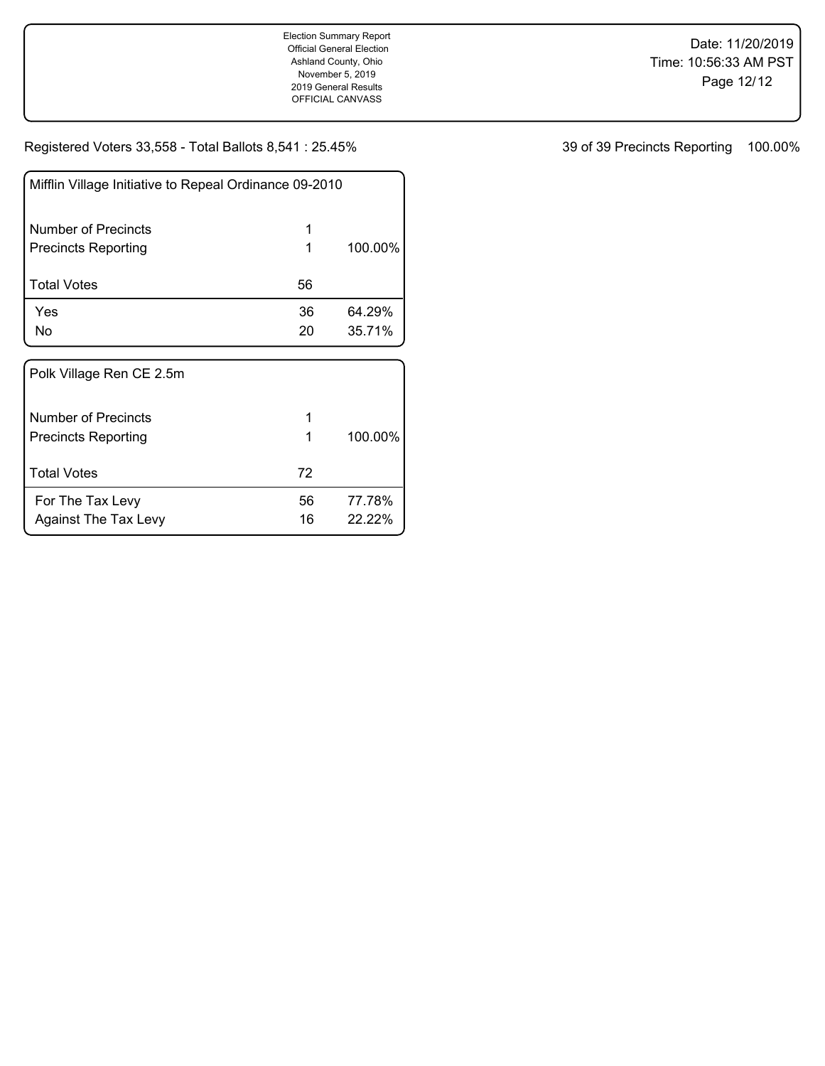Registered Voters 33,558 - Total Ballots 8,541 : 25.45%

39 of 39 Precincts Reporting 100.00%

| Mifflin Village Initiative to Repeal Ordinance 09-2010 | | |
|---|---|---|
| Number of Precincts | 1 | |
| Precincts Reporting | 1 | 100.00% |
| Total Votes | 56 | |
| Yes | 36 | 64.29% |
| No | 20 | 35.71% |

| Polk Village Ren CE 2.5m | | |
|---|---|---|
| Number of Precincts | 1 | |
| Precincts Reporting | 1 | 100.00% |
| Total Votes | 72 | |
| For The Tax Levy | 56 | 77.78% |
| Against The Tax Levy | 16 | 22.22% |